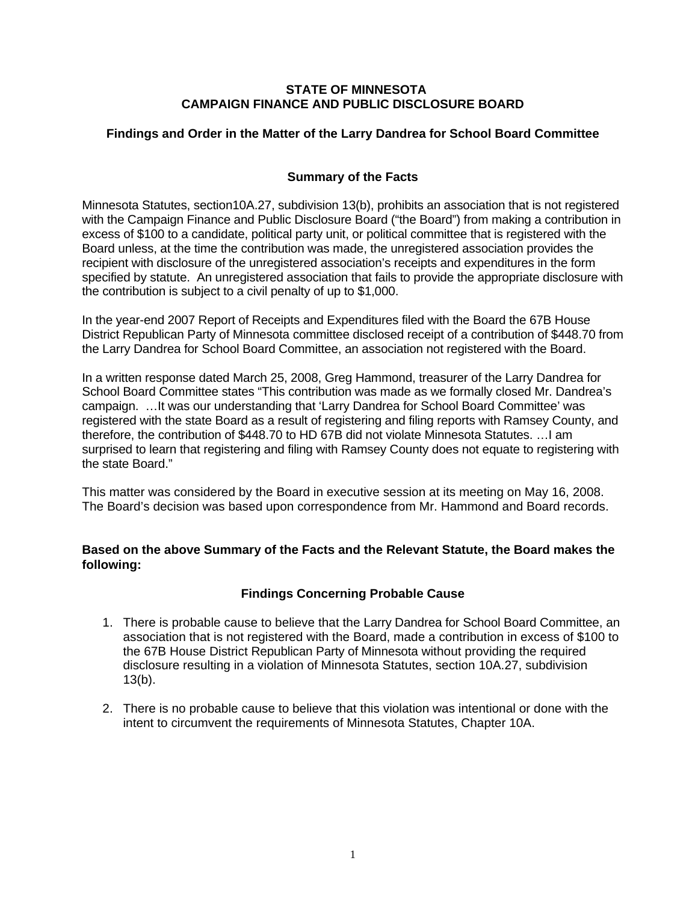**STATE OF MINNESOTA**
**CAMPAIGN FINANCE AND PUBLIC DISCLOSURE BOARD**

**Findings and Order in the Matter of the Larry Dandrea for School Board Committee**

## Summary of the Facts

Minnesota Statutes, section10A.27, subdivision 13(b), prohibits an association that is not registered with the Campaign Finance and Public Disclosure Board ("the Board") from making a contribution in excess of $100 to a candidate, political party unit, or political committee that is registered with the Board unless, at the time the contribution was made, the unregistered association provides the recipient with disclosure of the unregistered association's receipts and expenditures in the form specified by statute. An unregistered association that fails to provide the appropriate disclosure with the contribution is subject to a civil penalty of up to $1,000.

In the year-end 2007 Report of Receipts and Expenditures filed with the Board the 67B House District Republican Party of Minnesota committee disclosed receipt of a contribution of $448.70 from the Larry Dandrea for School Board Committee, an association not registered with the Board.

In a written response dated March 25, 2008, Greg Hammond, treasurer of the Larry Dandrea for School Board Committee states "This contribution was made as we formally closed Mr. Dandrea's campaign. …It was our understanding that 'Larry Dandrea for School Board Committee' was registered with the state Board as a result of registering and filing reports with Ramsey County, and therefore, the contribution of $448.70 to HD 67B did not violate Minnesota Statutes. …I am surprised to learn that registering and filing with Ramsey County does not equate to registering with the state Board."

This matter was considered by the Board in executive session at its meeting on May 16, 2008. The Board's decision was based upon correspondence from Mr. Hammond and Board records.

**Based on the above Summary of the Facts and the Relevant Statute, the Board makes the following:**

## Findings Concerning Probable Cause

1. There is probable cause to believe that the Larry Dandrea for School Board Committee, an association that is not registered with the Board, made a contribution in excess of $100 to the 67B House District Republican Party of Minnesota without providing the required disclosure resulting in a violation of Minnesota Statutes, section 10A.27, subdivision 13(b).

2. There is no probable cause to believe that this violation was intentional or done with the intent to circumvent the requirements of Minnesota Statutes, Chapter 10A.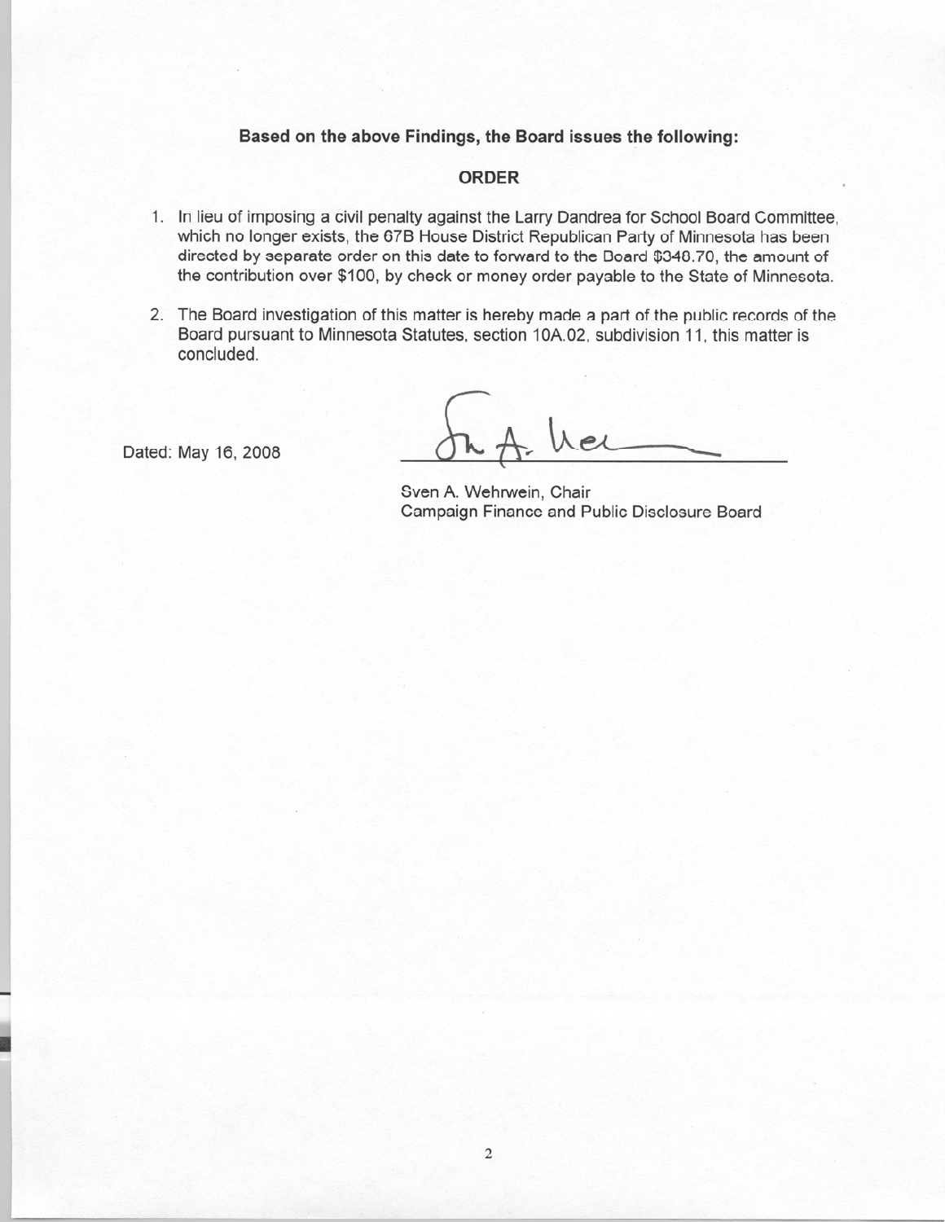**Based on the above Findings, the Board issues the following:**

## ORDER

1. In lieu of imposing a civil penalty against the Larry Dandrea for School Board Committee, which no longer exists, the 67B House District Republican Party of Minnesota has been directed by separate order on this date to forward to the Board $348.70, the amount of the contribution over $100, by check or money order payable to the State of Minnesota.

2. The Board investigation of this matter is hereby made a part of the public records of the Board pursuant to Minnesota Statutes, section 10A.02, subdivision 11, this matter is concluded.

Dated: May 16, 2008

Sven A. Wehrwein, Chair
Campaign Finance and Public Disclosure Board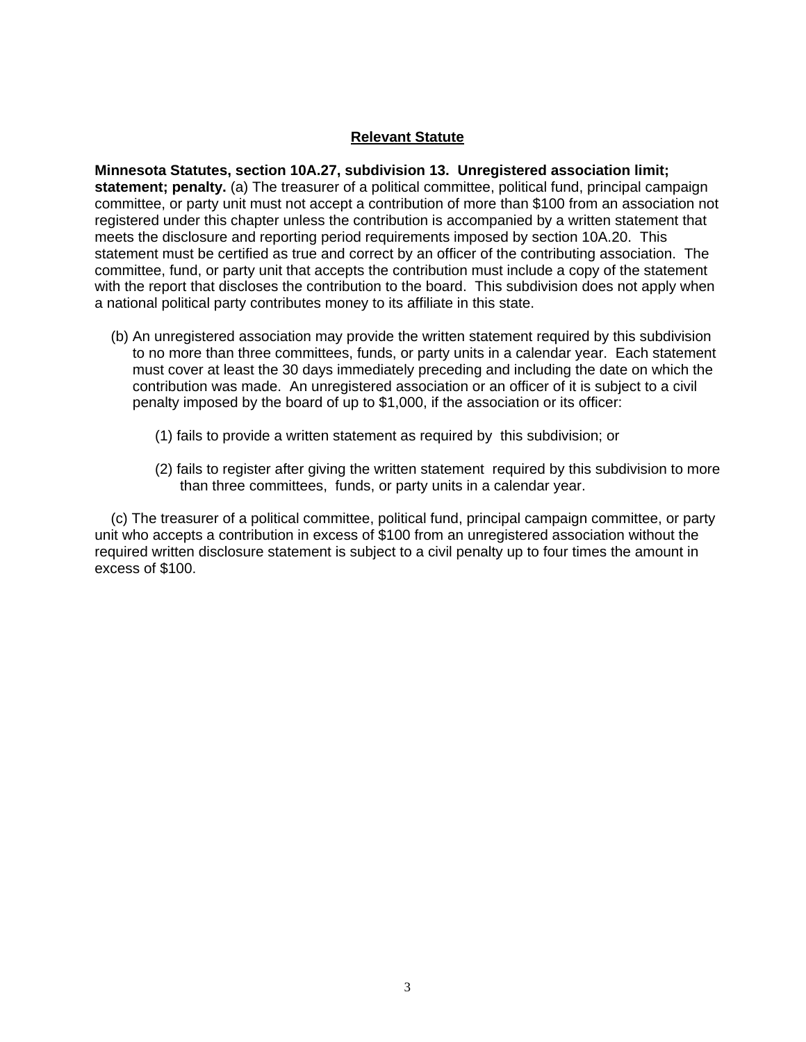## Relevant Statute

**Minnesota Statutes, section 10A.27, subdivision 13. Unregistered association limit; statement; penalty.** (a) The treasurer of a political committee, political fund, principal campaign committee, or party unit must not accept a contribution of more than $100 from an association not registered under this chapter unless the contribution is accompanied by a written statement that meets the disclosure and reporting period requirements imposed by section 10A.20. This statement must be certified as true and correct by an officer of the contributing association. The committee, fund, or party unit that accepts the contribution must include a copy of the statement with the report that discloses the contribution to the board. This subdivision does not apply when a national political party contributes money to its affiliate in this state.

(b) An unregistered association may provide the written statement required by this subdivision to no more than three committees, funds, or party units in a calendar year. Each statement must cover at least the 30 days immediately preceding and including the date on which the contribution was made. An unregistered association or an officer of it is subject to a civil penalty imposed by the board of up to $1,000, if the association or its officer:

(1) fails to provide a written statement as required by this subdivision; or

(2) fails to register after giving the written statement required by this subdivision to more than three committees, funds, or party units in a calendar year.

(c) The treasurer of a political committee, political fund, principal campaign committee, or party unit who accepts a contribution in excess of $100 from an unregistered association without the required written disclosure statement is subject to a civil penalty up to four times the amount in excess of $100.